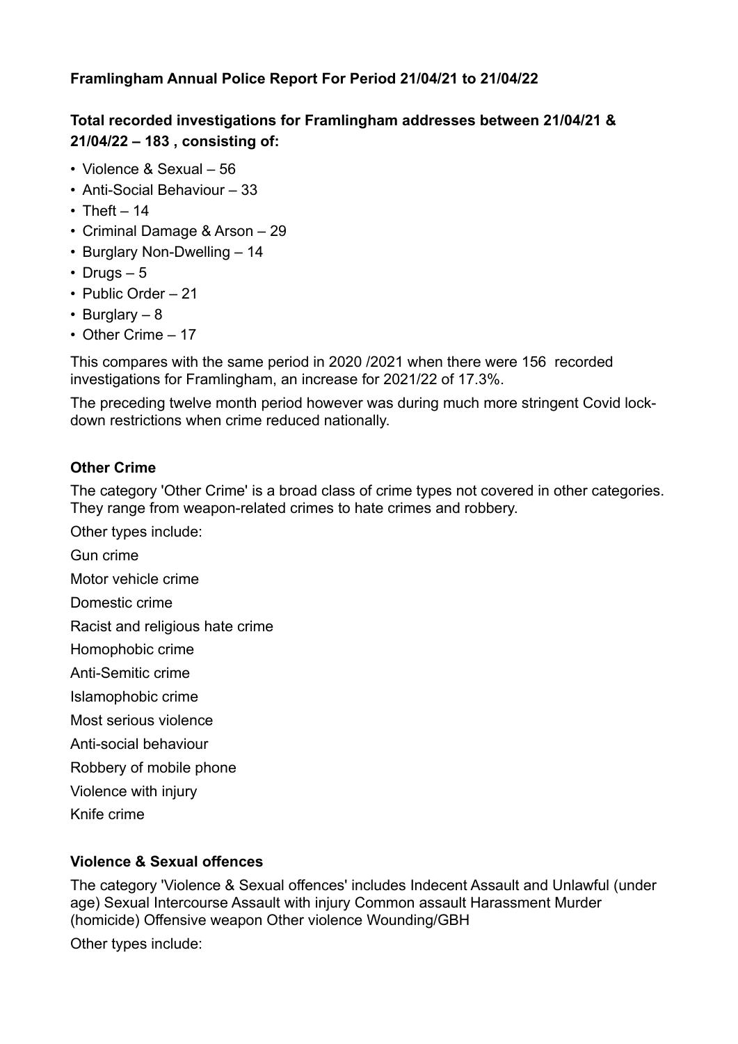**Framlingham Annual Police Report For Period 21/04/21 to 21/04/22**

**Total recorded investigations for Framlingham addresses between 21/04/21 & 21/04/22 – 183 , consisting of:**

- Violence & Sexual – 56
- Anti-Social Behaviour – 33
- Theft – 14
- Criminal Damage & Arson – 29
- Burglary Non-Dwelling – 14
- Drugs – 5
- Public Order – 21
- Burglary – 8
- Other Crime – 17

This compares with the same period in 2020 /2021 when there were 156 recorded investigations for Framlingham, an increase for 2021/22 of 17.3%.

The preceding twelve month period however was during much more stringent Covid lock-down restrictions when crime reduced nationally.

**Other Crime**

The category 'Other Crime' is a broad class of crime types not covered in other categories. They range from weapon-related crimes to hate crimes and robbery.

Other types include:

Gun crime

Motor vehicle crime

Domestic crime

Racist and religious hate crime

Homophobic crime

Anti-Semitic crime

Islamophobic crime

Most serious violence

Anti-social behaviour

Robbery of mobile phone

Violence with injury

Knife crime

**Violence & Sexual offences**

The category 'Violence & Sexual offences' includes Indecent Assault and Unlawful (under age) Sexual Intercourse Assault with injury Common assault Harassment Murder (homicide) Offensive weapon Other violence Wounding/GBH

Other types include: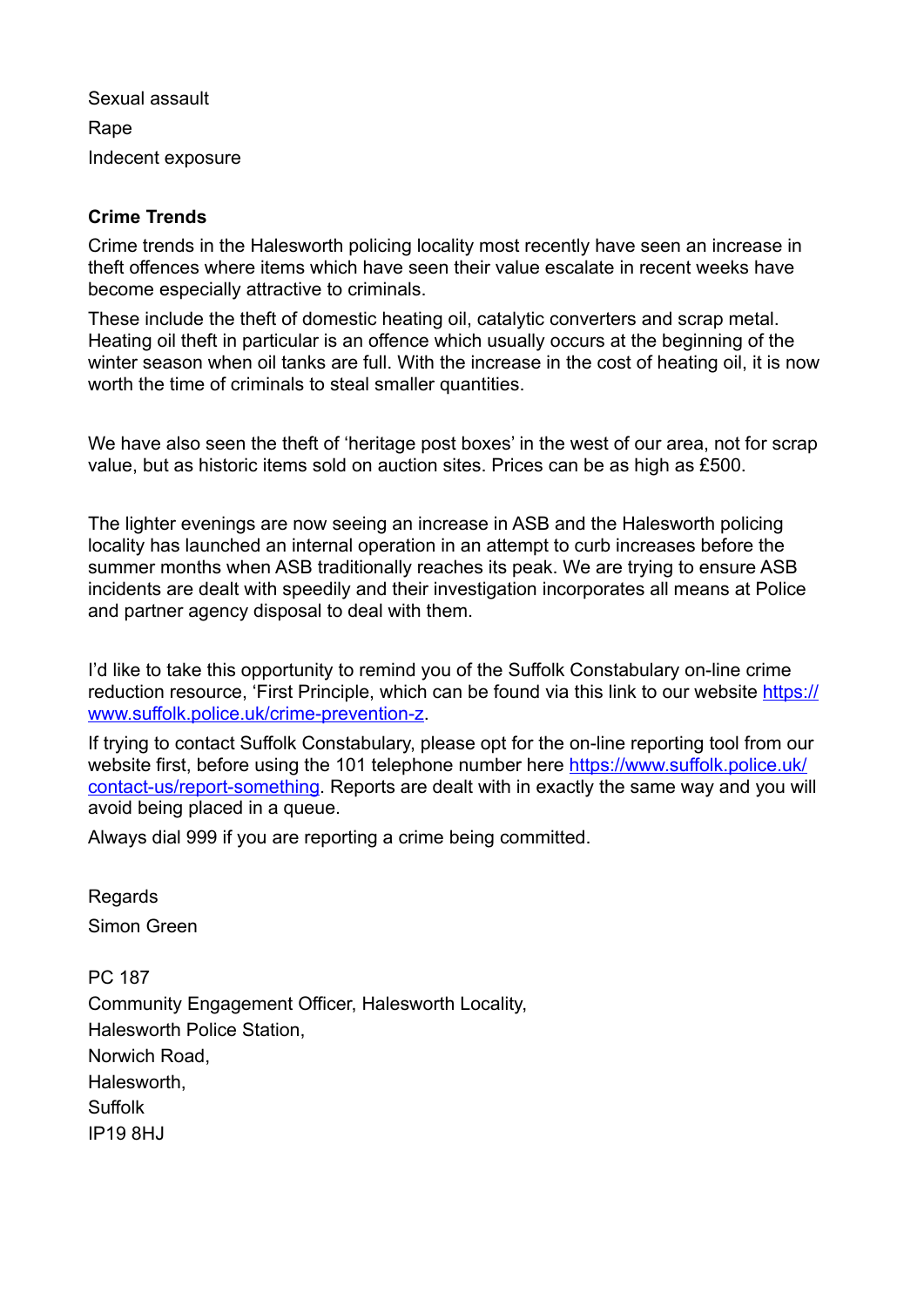Sexual assault

Rape

Indecent exposure

**Crime Trends**

Crime trends in the Halesworth policing locality most recently have seen an increase in theft offences where items which have seen their value escalate in recent weeks have become especially attractive to criminals.

These include the theft of domestic heating oil, catalytic converters and scrap metal. Heating oil theft in particular is an offence which usually occurs at the beginning of the winter season when oil tanks are full. With the increase in the cost of heating oil, it is now worth the time of criminals to steal smaller quantities.

We have also seen the theft of 'heritage post boxes' in the west of our area, not for scrap value, but as historic items sold on auction sites. Prices can be as high as £500.

The lighter evenings are now seeing an increase in ASB and the Halesworth policing locality has launched an internal operation in an attempt to curb increases before the summer months when ASB traditionally reaches its peak. We are trying to ensure ASB incidents are dealt with speedily and their investigation incorporates all means at Police and partner agency disposal to deal with them.

I'd like to take this opportunity to remind you of the Suffolk Constabulary on-line crime reduction resource, 'First Principle, which can be found via this link to our website [https://www.suffolk.police.uk/crime-prevention-z](https://www.suffolk.police.uk/crime-prevention-z).

If trying to contact Suffolk Constabulary, please opt for the on-line reporting tool from our website first, before using the 101 telephone number here [https://www.suffolk.police.uk/contact-us/report-something](https://www.suffolk.police.uk/contact-us/report-something). Reports are dealt with in exactly the same way and you will avoid being placed in a queue.

Always dial 999 if you are reporting a crime being committed.

Regards

Simon Green

PC 187
Community Engagement Officer, Halesworth Locality,
Halesworth Police Station,
Norwich Road,
Halesworth,
Suffolk
IP19 8HJ